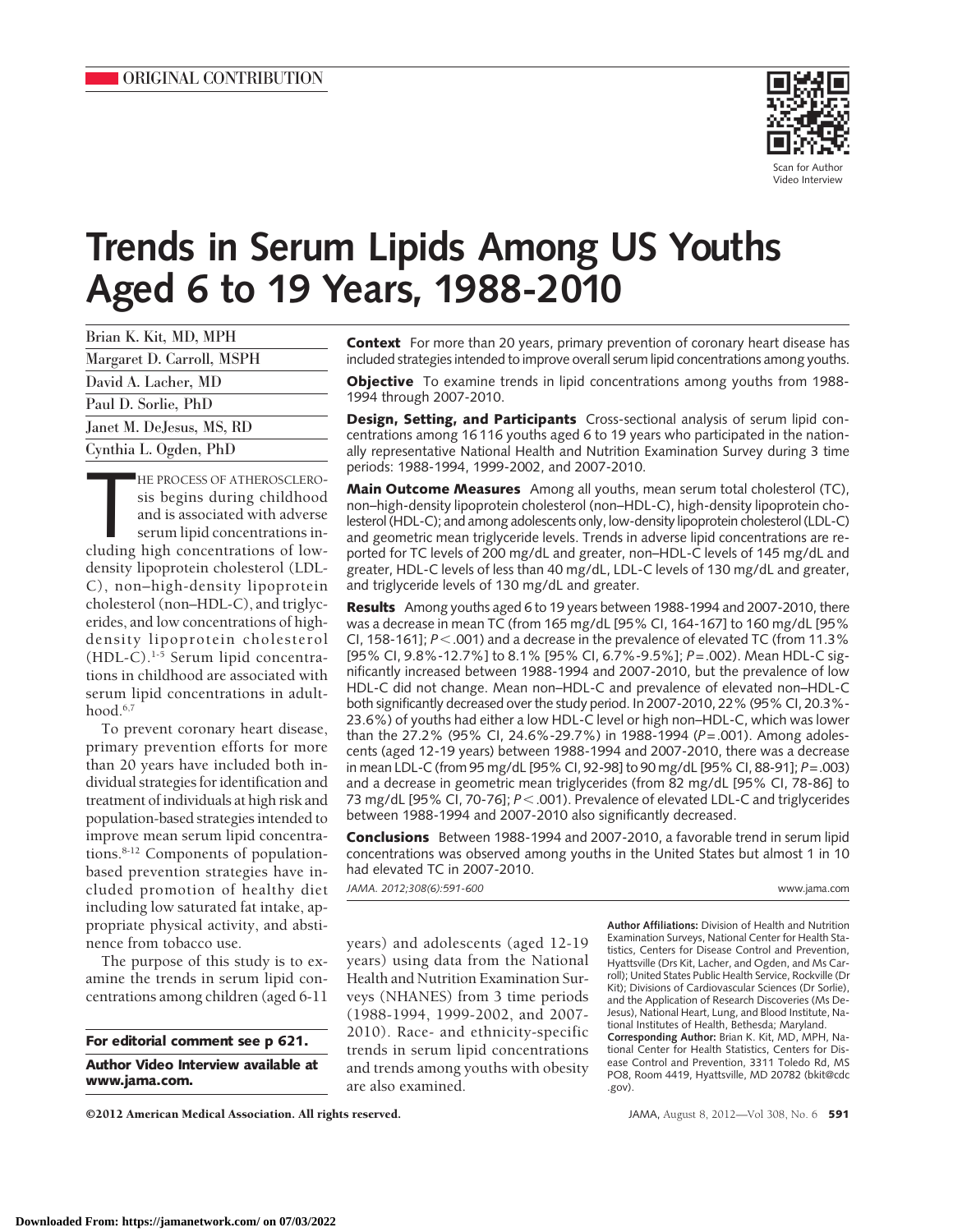ORIGINAL CONTRIBUTION

Scan for Author Video Interview

# Trends in Serum Lipids Among US Youths Aged 6 to 19 Years, 1988-2010

Brian K. Kit, MD, MPH
Margaret D. Carroll, MSPH
David A. Lacher, MD
Paul D. Sorlie, PhD
Janet M. DeJesus, MS, RD
Cynthia L. Ogden, PhD

**Context** For more than 20 years, primary prevention of coronary heart disease has included strategies intended to improve overall serum lipid concentrations among youths.

**Objective** To examine trends in lipid concentrations among youths from 1988-1994 through 2007-2010.

**Design, Setting, and Participants** Cross-sectional analysis of serum lipid concentrations among 16 116 youths aged 6 to 19 years who participated in the nationally representative National Health and Nutrition Examination Survey during 3 time periods: 1988-1994, 1999-2002, and 2007-2010.

**Main Outcome Measures** Among all youths, mean serum total cholesterol (TC), non–high-density lipoprotein cholesterol (non–HDL-C), high-density lipoprotein cholesterol (HDL-C); and among adolescents only, low-density lipoprotein cholesterol (LDL-C) and geometric mean triglyceride levels. Trends in adverse lipid concentrations are reported for TC levels of 200 mg/dL and greater, non–HDL-C levels of 145 mg/dL and greater, HDL-C levels of less than 40 mg/dL, LDL-C levels of 130 mg/dL and greater, and triglyceride levels of 130 mg/dL and greater.

**Results** Among youths aged 6 to 19 years between 1988-1994 and 2007-2010, there was a decrease in mean TC (from 165 mg/dL [95% CI, 164-167] to 160 mg/dL [95% CI, 158-161]; $P<.001$) and a decrease in the prevalence of elevated TC (from 11.3% [95% CI, 9.8%-12.7%] to 8.1% [95% CI, 6.7%-9.5%]; $P=.002$). Mean HDL-C significantly increased between 1988-1994 and 2007-2010, but the prevalence of low HDL-C did not change. Mean non–HDL-C and prevalence of elevated non–HDL-C both significantly decreased over the study period. In 2007-2010, 22% (95% CI, 20.3%-23.6%) of youths had either a low HDL-C level or high non–HDL-C, which was lower than the 27.2% (95% CI, 24.6%-29.7%) in 1988-1994 ($P=.001$). Among adolescents (aged 12-19 years) between 1988-1994 and 2007-2010, there was a decrease in mean LDL-C (from 95 mg/dL [95% CI, 92-98] to 90 mg/dL [95% CI, 88-91]; $P=.003$) and a decrease in geometric mean triglycerides (from 82 mg/dL [95% CI, 78-86] to 73 mg/dL [95% CI, 70-76]; $P<.001$). Prevalence of elevated LDL-C and triglycerides between 1988-1994 and 2007-2010 also significantly decreased.

**Conclusions** Between 1988-1994 and 2007-2010, a favorable trend in serum lipid concentrations was observed among youths in the United States but almost 1 in 10 had elevated TC in 2007-2010.

*JAMA. 2012;308(6):591-600* www.jama.com

THE PROCESS OF ATHEROSCLEROSIS begins during childhood and is associated with adverse serum lipid concentrations including high concentrations of low-density lipoprotein cholesterol (LDL-C), non–high-density lipoprotein cholesterol (non–HDL-C), and triglycerides, and low concentrations of high-density lipoprotein cholesterol (HDL-C).[1-5] Serum lipid concentrations in childhood are associated with serum lipid concentrations in adulthood.[6,7]

To prevent coronary heart disease, primary prevention efforts for more than 20 years have included both individual strategies for identification and treatment of individuals at high risk and population-based strategies intended to improve mean serum lipid concentrations.[8-12] Components of population-based prevention strategies have included promotion of healthy diet including low saturated fat intake, appropriate physical activity, and abstinence from tobacco use.

The purpose of this study is to examine the trends in serum lipid concentrations among children (aged 6-11 years) and adolescents (aged 12-19 years) using data from the National Health and Nutrition Examination Surveys (NHANES) from 3 time periods (1988-1994, 1999-2002, and 2007-2010). Race- and ethnicity-specific trends in serum lipid concentrations and trends among youths with obesity are also examined.

**For editorial comment see p 621.**

**Author Video Interview available at www.jama.com.**

**Author Affiliations:** Division of Health and Nutrition Examination Surveys, National Center for Health Statistics, Centers for Disease Control and Prevention, Hyattsville (Drs Kit, Lacher, and Ogden, and Ms Carroll); United States Public Health Service, Rockville (Dr Kit); Divisions of Cardiovascular Sciences (Dr Sorlie), and the Application of Research Discoveries (Ms DeJesus), National Heart, Lung, and Blood Institute, National Institutes of Health, Bethesda; Maryland.
**Corresponding Author:** Brian K. Kit, MD, MPH, National Center for Health Statistics, Centers for Disease Control and Prevention, 3311 Toledo Rd, MS PO8, Room 4419, Hyattsville, MD 20782 (bkit@cdc.gov).

©2012 American Medical Association. All rights reserved.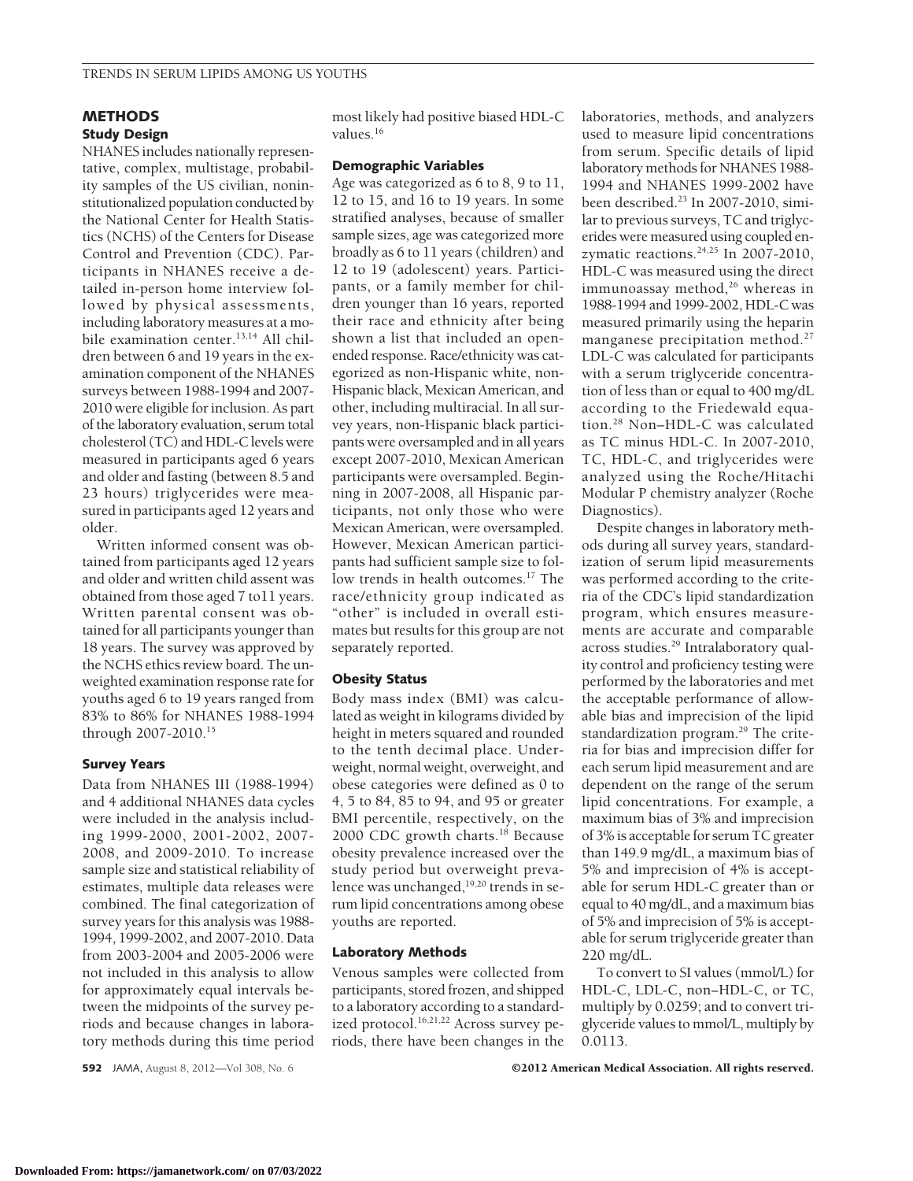## METHODS

### Study Design

NHANES includes nationally representative, complex, multistage, probability samples of the US civilian, noninstitutionalized population conducted by the National Center for Health Statistics (NCHS) of the Centers for Disease Control and Prevention (CDC). Participants in NHANES receive a detailed in-person home interview followed by physical assessments, including laboratory measures at a mobile examination center.[13,14] All children between 6 and 19 years in the examination component of the NHANES surveys between 1988-1994 and 2007-2010 were eligible for inclusion. As part of the laboratory evaluation, serum total cholesterol (TC) and HDL-C levels were measured in participants aged 6 years and older and fasting (between 8.5 and 23 hours) triglycerides were measured in participants aged 12 years and older.

Written informed consent was obtained from participants aged 12 years and older and written child assent was obtained from those aged 7 to11 years. Written parental consent was obtained for all participants younger than 18 years. The survey was approved by the NCHS ethics review board. The unweighted examination response rate for youths aged 6 to 19 years ranged from 83% to 86% for NHANES 1988-1994 through 2007-2010.[15]

### Survey Years

Data from NHANES III (1988-1994) and 4 additional NHANES data cycles were included in the analysis including 1999-2000, 2001-2002, 2007-2008, and 2009-2010. To increase sample size and statistical reliability of estimates, multiple data releases were combined. The final categorization of survey years for this analysis was 1988-1994, 1999-2002, and 2007-2010. Data from 2003-2004 and 2005-2006 were not included in this analysis to allow for approximately equal intervals between the midpoints of the survey periods and because changes in laboratory methods during this time period most likely had positive biased HDL-C values.[16]

### Demographic Variables

Age was categorized as 6 to 8, 9 to 11, 12 to 15, and 16 to 19 years. In some stratified analyses, because of smaller sample sizes, age was categorized more broadly as 6 to 11 years (children) and 12 to 19 (adolescent) years. Participants, or a family member for children younger than 16 years, reported their race and ethnicity after being shown a list that included an open-ended response. Race/ethnicity was categorized as non-Hispanic white, non-Hispanic black, Mexican American, and other, including multiracial. In all survey years, non-Hispanic black participants were oversampled and in all years except 2007-2010, Mexican American participants were oversampled. Beginning in 2007-2008, all Hispanic participants, not only those who were Mexican American, were oversampled. However, Mexican American participants had sufficient sample size to follow trends in health outcomes.[17] The race/ethnicity group indicated as "other" is included in overall estimates but results for this group are not separately reported.

### Obesity Status

Body mass index (BMI) was calculated as weight in kilograms divided by height in meters squared and rounded to the tenth decimal place. Underweight, normal weight, overweight, and obese categories were defined as 0 to 4, 5 to 84, 85 to 94, and 95 or greater BMI percentile, respectively, on the 2000 CDC growth charts.[18] Because obesity prevalence increased over the study period but overweight prevalence was unchanged,[19,20] trends in serum lipid concentrations among obese youths are reported.

### Laboratory Methods

Venous samples were collected from participants, stored frozen, and shipped to a laboratory according to a standardized protocol.[16,21,22] Across survey periods, there have been changes in the laboratories, methods, and analyzers used to measure lipid concentrations from serum. Specific details of lipid laboratory methods for NHANES 1988-1994 and NHANES 1999-2002 have been described.[23] In 2007-2010, similar to previous surveys, TC and triglycerides were measured using coupled enzymatic reactions.[24,25] In 2007-2010, HDL-C was measured using the direct immunoassay method,[26] whereas in 1988-1994 and 1999-2002, HDL-C was measured primarily using the heparin manganese precipitation method.[27] LDL-C was calculated for participants with a serum triglyceride concentration of less than or equal to 400 mg/dL according to the Friedewald equation.[28] Non–HDL-C was calculated as TC minus HDL-C. In 2007-2010, TC, HDL-C, and triglycerides were analyzed using the Roche/Hitachi Modular P chemistry analyzer (Roche Diagnostics).

Despite changes in laboratory methods during all survey years, standardization of serum lipid measurements was performed according to the criteria of the CDC's lipid standardization program, which ensures measurements are accurate and comparable across studies.[29] Intralaboratory quality control and proficiency testing were performed by the laboratories and met the acceptable performance of allowable bias and imprecision of the lipid standardization program.[29] The criteria for bias and imprecision differ for each serum lipid measurement and are dependent on the range of the serum lipid concentrations. For example, a maximum bias of 3% and imprecision of 3% is acceptable for serum TC greater than 149.9 mg/dL, a maximum bias of 5% and imprecision of 4% is acceptable for serum HDL-C greater than or equal to 40 mg/dL, and a maximum bias of 5% and imprecision of 5% is acceptable for serum triglyceride greater than 220 mg/dL.

To convert to SI values (mmol/L) for HDL-C, LDL-C, non–HDL-C, or TC, multiply by 0.0259; and to convert triglyceride values to mmol/L, multiply by 0.0113.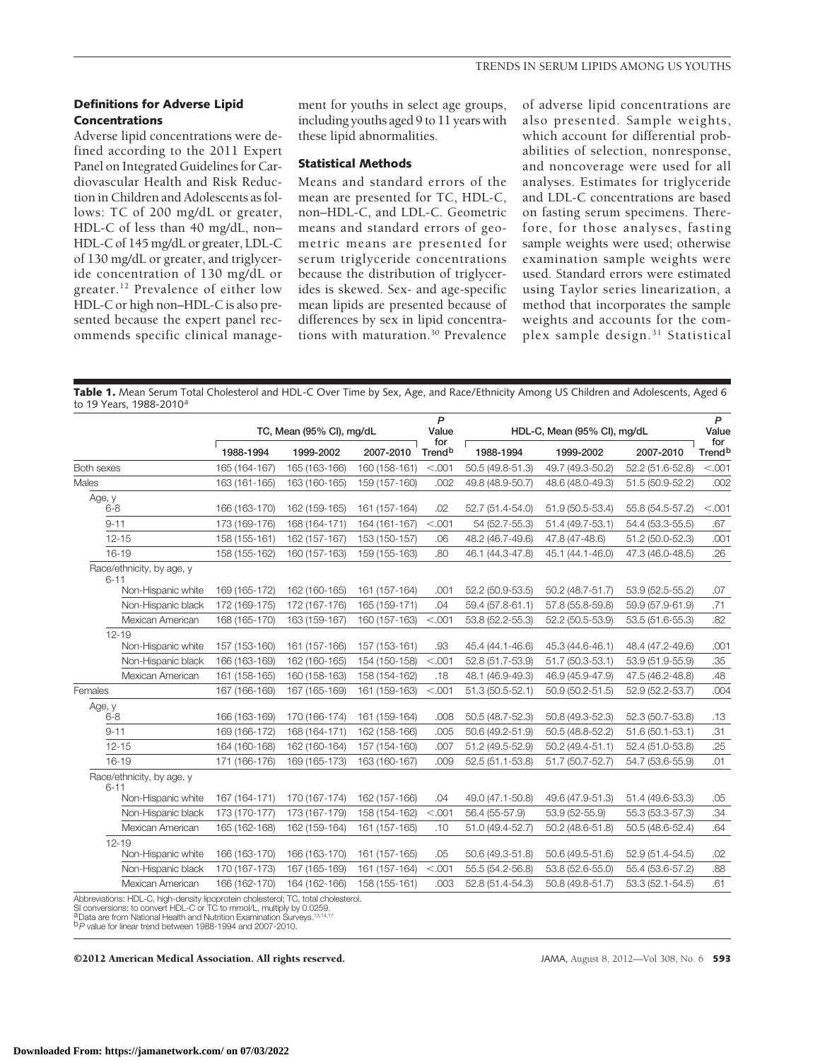### Definitions for Adverse Lipid Concentrations

Adverse lipid concentrations were defined according to the 2011 Expert Panel on Integrated Guidelines for Cardiovascular Health and Risk Reduction in Children and Adolescents as follows: TC of 200 mg/dL or greater, HDL-C of less than 40 mg/dL, non–HDL-C of 145 mg/dL or greater, LDL-C of 130 mg/dL or greater, and triglyceride concentration of 130 mg/dL or greater.[12] Prevalence of either low HDL-C or high non–HDL-C is also presented because the expert panel recommends specific clinical management for youths in select age groups, including youths aged 9 to 11 years with these lipid abnormalities.

### Statistical Methods

Means and standard errors of the mean are presented for TC, HDL-C, non–HDL-C, and LDL-C. Geometric means and standard errors of geometric means are presented for serum triglyceride concentrations because the distribution of triglycerides is skewed. Sex- and age-specific mean lipids are presented because of differences by sex in lipid concentrations with maturation.[30] Prevalence of adverse lipid concentrations are also presented. Sample weights, which account for differential probabilities of selection, nonresponse, and noncoverage were used for all analyses. Estimates for triglyceride and LDL-C concentrations are based on fasting serum specimens. Therefore, for those analyses, fasting sample weights were used; otherwise examination sample weights were used. Standard errors were estimated using Taylor series linearization, a method that incorporates the sample weights and accounts for the complex sample design.[31] Statistical

**Table 1.** Mean Serum Total Cholesterol and HDL-C Over Time by Sex, Age, and Race/Ethnicity Among US Children and Adolescents, Aged 6 to 19 Years, 1988-2010[a]

| | TC, Mean (95% CI), mg/dL | | | *P* Value for Trend[b] | HDL-C, Mean (95% CI), mg/dL | | | *P* Value for Trend[b] |
|---|---|---|---|---|---|---|---|---|
| | 1988-1994 | 1999-2002 | 2007-2010 | | 1988-1994 | 1999-2002 | 2007-2010 | |
| Both sexes | 165 (164-167) | 165 (163-166) | 160 (158-161) | <.001 | 50.5 (49.8-51.3) | 49.7 (49.3-50.2) | 52.2 (51.6-52.8) | <.001 |
| Males | 163 (161-165) | 163 (160-165) | 159 (157-160) | .002 | 49.8 (48.9-50.7) | 48.6 (48.0-49.3) | 51.5 (50.9-52.2) | .002 |
| Age, y | | | | | | | | |
| 6-8 | 166 (163-170) | 162 (159-165) | 161 (157-164) | .02 | 52.7 (51.4-54.0) | 51.9 (50.5-53.4) | 55.8 (54.5-57.2) | <.001 |
| 9-11 | 173 (169-176) | 168 (164-171) | 164 (161-167) | <.001 | 54 (52.7-55.3) | 51.4 (49.7-53.1) | 54.4 (53.3-55.5) | .67 |
| 12-15 | 158 (155-161) | 162 (157-167) | 153 (150-157) | .06 | 48.2 (46.7-49.6) | 47.8 (47-48.6) | 51.2 (50.0-52.3) | .001 |
| 16-19 | 158 (155-162) | 160 (157-163) | 159 (155-163) | .80 | 46.1 (44.3-47.8) | 45.1 (44.1-46.0) | 47.3 (46.0-48.5) | .26 |
| Race/ethnicity, by age, y | | | | | | | | |
| 6-11 | | | | | | | | |
| Non-Hispanic white | 169 (165-172) | 162 (160-165) | 161 (157-164) | .001 | 52.2 (50.9-53.5) | 50.2 (48.7-51.7) | 53.9 (52.5-55.2) | .07 |
| Non-Hispanic black | 172 (169-175) | 172 (167-176) | 165 (159-171) | .04 | 59.4 (57.8-61.1) | 57.8 (55.8-59.8) | 59.9 (57.9-61.9) | .71 |
| Mexican American | 168 (165-170) | 163 (159-167) | 160 (157-163) | <.001 | 53.8 (52.2-55.3) | 52.2 (50.5-53.9) | 53.5 (51.6-55.3) | .82 |
| 12-19 | | | | | | | | |
| Non-Hispanic white | 157 (153-160) | 161 (157-166) | 157 (153-161) | .93 | 45.4 (44.1-46.6) | 45.3 (44.6-46.1) | 48.4 (47.2-49.6) | .001 |
| Non-Hispanic black | 166 (163-169) | 162 (160-165) | 154 (150-158) | <.001 | 52.8 (51.7-53.9) | 51.7 (50.3-53.1) | 53.9 (51.9-55.9) | .35 |
| Mexican American | 161 (158-165) | 160 (158-163) | 158 (154-162) | .18 | 48.1 (46.9-49.3) | 46.9 (45.9-47.9) | 47.5 (46.2-48.8) | .48 |
| Females | 167 (166-169) | 167 (165-169) | 161 (159-163) | <.001 | 51.3 (50.5-52.1) | 50.9 (50.2-51.5) | 52.9 (52.2-53.7) | .004 |
| Age, y | | | | | | | | |
| 6-8 | 166 (163-169) | 170 (166-174) | 161 (159-164) | .008 | 50.5 (48.7-52.3) | 50.8 (49.3-52.3) | 52.3 (50.7-53.8) | .13 |
| 9-11 | 169 (166-172) | 168 (164-171) | 162 (158-166) | .005 | 50.6 (49.2-51.9) | 50.5 (48.8-52.2) | 51.6 (50.1-53.1) | .31 |
| 12-15 | 164 (160-168) | 162 (160-164) | 157 (154-160) | .007 | 51.2 (49.5-52.9) | 50.2 (49.4-51.1) | 52.4 (51.0-53.8) | .25 |
| 16-19 | 171 (166-176) | 169 (165-173) | 163 (160-167) | .009 | 52.5 (51.1-53.8) | 51.7 (50.7-52.7) | 54.7 (53.6-55.9) | .01 |
| Race/ethnicity, by age, y | | | | | | | | |
| 6-11 | | | | | | | | |
| Non-Hispanic white | 167 (164-171) | 170 (167-174) | 162 (157-166) | .04 | 49.0 (47.1-50.8) | 49.6 (47.9-51.3) | 51.4 (49.6-53.3) | .05 |
| Non-Hispanic black | 173 (170-177) | 173 (167-179) | 158 (154-162) | <.001 | 56.4 (55-57.9) | 53.9 (52-55.9) | 55.3 (53.3-57.3) | .34 |
| Mexican American | 165 (162-168) | 162 (159-164) | 161 (157-165) | .10 | 51.0 (49.4-52.7) | 50.2 (48.6-51.8) | 50.5 (48.6-52.4) | .64 |
| 12-19 | | | | | | | | |
| Non-Hispanic white | 166 (163-170) | 166 (163-170) | 161 (157-165) | .05 | 50.6 (49.3-51.8) | 50.6 (49.5-51.6) | 52.9 (51.4-54.5) | .02 |
| Non-Hispanic black | 170 (167-173) | 167 (165-169) | 161 (157-164) | <.001 | 55.5 (54.2-56.8) | 53.8 (52.6-55.0) | 55.4 (53.6-57.2) | .88 |
| Mexican American | 166 (162-170) | 164 (162-166) | 158 (155-161) | .003 | 52.8 (51.4-54.3) | 50.8 (49.8-51.7) | 53.3 (52.1-54.5) | .61 |

Abbreviations: HDL-C, high-density lipoprotein cholesterol; TC, total cholesterol.
SI conversions: to convert HDL-C or TC to mmol/L, multiply by 0.0259.
[a]Data are from National Health and Nutrition Examination Surveys.[13,14,17]
[b]*P* value for linear trend between 1988-1994 and 2007-2010.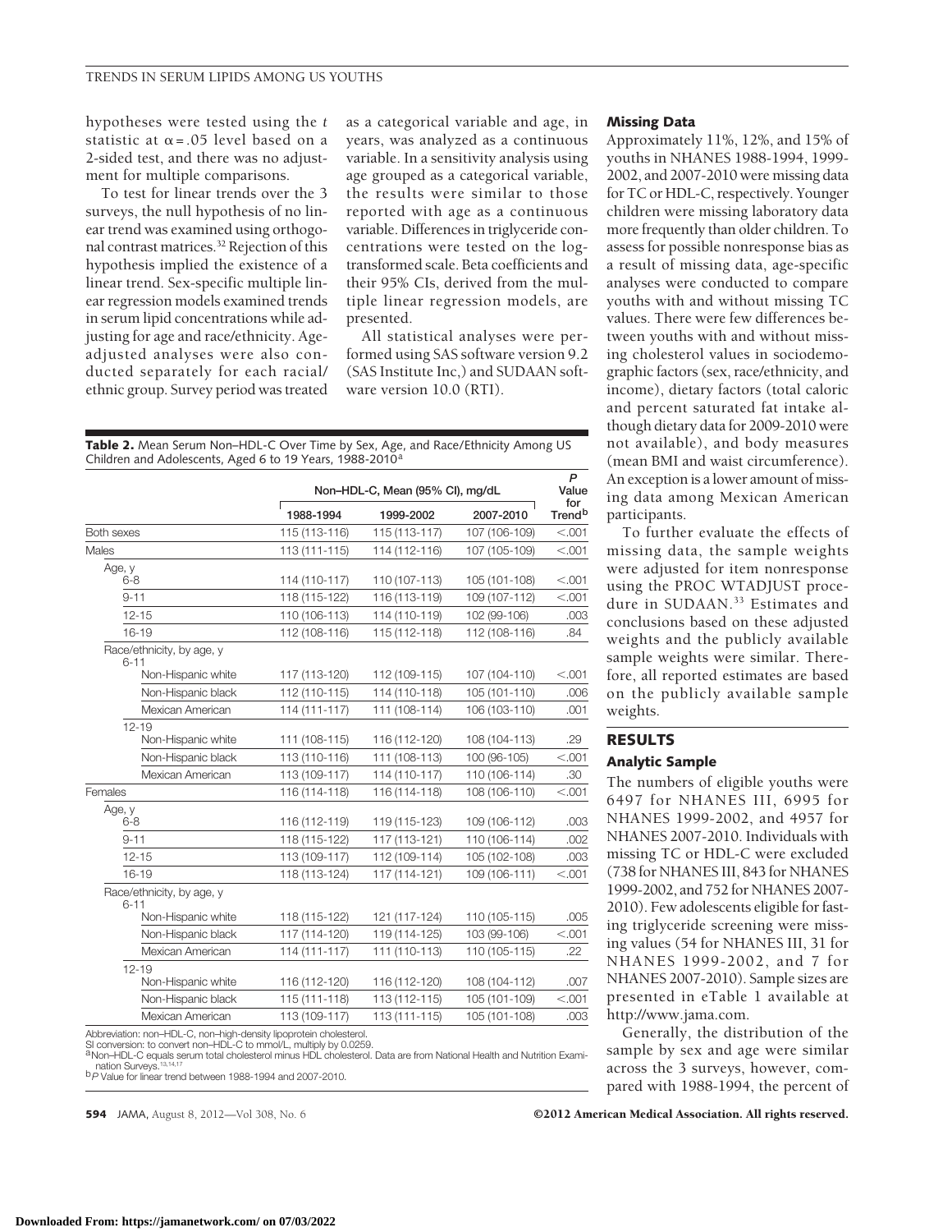hypotheses were tested using the *t* statistic at $\alpha = .05$ level based on a 2-sided test, and there was no adjustment for multiple comparisons.

To test for linear trends over the 3 surveys, the null hypothesis of no linear trend was examined using orthogonal contrast matrices.[32] Rejection of this hypothesis implied the existence of a linear trend. Sex-specific multiple linear regression models examined trends in serum lipid concentrations while adjusting for age and race/ethnicity. Age-adjusted analyses were also conducted separately for each racial/ethnic group. Survey period was treated as a categorical variable and age, in years, was analyzed as a continuous variable. In a sensitivity analysis using age grouped as a categorical variable, the results were similar to those reported with age as a continuous variable. Differences in triglyceride concentrations were tested on the log-transformed scale. Beta coefficients and their 95% CIs, derived from the multiple linear regression models, are presented.

All statistical analyses were performed using SAS software version 9.2 (SAS Institute Inc,) and SUDAAN software version 10.0 (RTI).

**Table 2.** Mean Serum Non–HDL-C Over Time by Sex, Age, and Race/Ethnicity Among US Children and Adolescents, Aged 6 to 19 Years, 1988-2010[a]

| | Non–HDL-C, Mean (95% CI), mg/dL | | | *P* Value for Trend[b] |
|---|---|---|---|---|
| | 1988-1994 | 1999-2002 | 2007-2010 | |
| Both sexes | 115 (113-116) | 115 (113-117) | 107 (106-109) | <.001 |
| Males | 113 (111-115) | 114 (112-116) | 107 (105-109) | <.001 |
| Age, y | | | | |
| 6-8 | 114 (110-117) | 110 (107-113) | 105 (101-108) | <.001 |
| 9-11 | 118 (115-122) | 116 (113-119) | 109 (107-112) | <.001 |
| 12-15 | 110 (106-113) | 114 (110-119) | 102 (99-106) | .003 |
| 16-19 | 112 (108-116) | 115 (112-118) | 112 (108-116) | .84 |
| Race/ethnicity, by age, y | | | | |
| 6-11 | | | | |
| Non-Hispanic white | 117 (113-120) | 112 (109-115) | 107 (104-110) | <.001 |
| Non-Hispanic black | 112 (110-115) | 114 (110-118) | 105 (101-110) | .006 |
| Mexican American | 114 (111-117) | 111 (108-114) | 106 (103-110) | .001 |
| 12-19 | | | | |
| Non-Hispanic white | 111 (108-115) | 116 (112-120) | 108 (104-113) | .29 |
| Non-Hispanic black | 113 (110-116) | 111 (108-113) | 100 (96-105) | <.001 |
| Mexican American | 113 (109-117) | 114 (110-117) | 110 (106-114) | .30 |
| Females | 116 (114-118) | 116 (114-118) | 108 (106-110) | <.001 |
| Age, y | | | | |
| 6-8 | 116 (112-119) | 119 (115-123) | 109 (106-112) | .003 |
| 9-11 | 118 (115-122) | 117 (113-121) | 110 (106-114) | .002 |
| 12-15 | 113 (109-117) | 112 (109-114) | 105 (102-108) | .003 |
| 16-19 | 118 (113-124) | 117 (114-121) | 109 (106-111) | <.001 |
| Race/ethnicity, by age, y | | | | |
| 6-11 | | | | |
| Non-Hispanic white | 118 (115-122) | 121 (117-124) | 110 (105-115) | .005 |
| Non-Hispanic black | 117 (114-120) | 119 (114-125) | 103 (99-106) | <.001 |
| Mexican American | 114 (111-117) | 111 (110-113) | 110 (105-115) | .22 |
| 12-19 | | | | |
| Non-Hispanic white | 116 (112-120) | 116 (112-120) | 108 (104-112) | .007 |
| Non-Hispanic black | 115 (111-118) | 113 (112-115) | 105 (101-109) | <.001 |
| Mexican American | 113 (109-117) | 113 (111-115) | 105 (101-108) | .003 |

Abbreviation: non–HDL-C, non–high-density lipoprotein cholesterol.
SI conversion: to convert non–HDL-C to mmol/L, multiply by 0.0259.
[a]Non–HDL-C equals serum total cholesterol minus HDL cholesterol. Data are from National Health and Nutrition Examination Surveys.[13,14,17]
[b]*P* Value for linear trend between 1988-1994 and 2007-2010.

### Missing Data

Approximately 11%, 12%, and 15% of youths in NHANES 1988-1994, 1999-2002, and 2007-2010 were missing data for TC or HDL-C, respectively. Younger children were missing laboratory data more frequently than older children. To assess for possible nonresponse bias as a result of missing data, age-specific analyses were conducted to compare youths with and without missing TC values. There were few differences between youths with and without missing cholesterol values in sociodemographic factors (sex, race/ethnicity, and income), dietary factors (total caloric and percent saturated fat intake although dietary data for 2009-2010 were not available), and body measures (mean BMI and waist circumference). An exception is a lower amount of missing data among Mexican American participants.

To further evaluate the effects of missing data, the sample weights were adjusted for item nonresponse using the PROC WTADJUST procedure in SUDAAN.[33] Estimates and conclusions based on these adjusted weights and the publicly available sample weights were similar. Therefore, all reported estimates are based on the publicly available sample weights.

## RESULTS

### Analytic Sample

The numbers of eligible youths were 6497 for NHANES III, 6995 for NHANES 1999-2002, and 4957 for NHANES 2007-2010. Individuals with missing TC or HDL-C were excluded (738 for NHANES III, 843 for NHANES 1999-2002, and 752 for NHANES 2007-2010). Few adolescents eligible for fasting triglyceride screening were missing values (54 for NHANES III, 31 for NHANES 1999-2002, and 7 for NHANES 2007-2010). Sample sizes are presented in eTable 1 available at http://www.jama.com.

Generally, the distribution of the sample by sex and age were similar across the 3 surveys, however, compared with 1988-1994, the percent of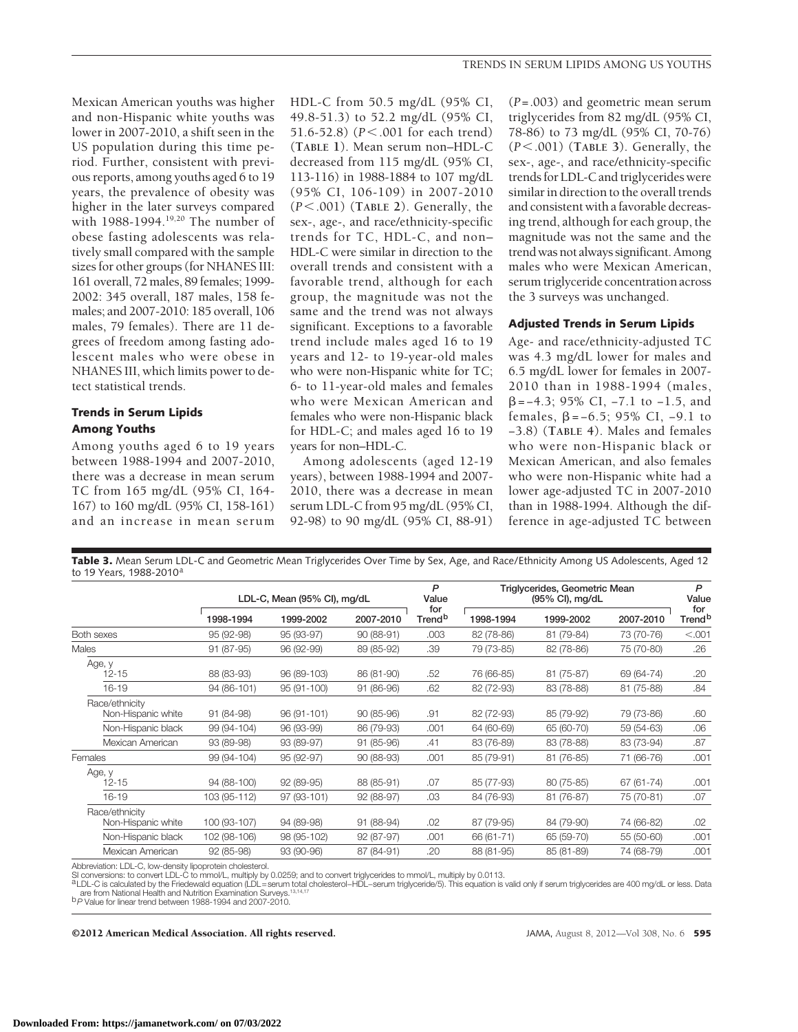Mexican American youths was higher and non-Hispanic white youths was lower in 2007-2010, a shift seen in the US population during this time period. Further, consistent with previous reports, among youths aged 6 to 19 years, the prevalence of obesity was higher in the later surveys compared with 1988-1994.[19,20] The number of obese fasting adolescents was relatively small compared with the sample sizes for other groups (for NHANES III: 161 overall, 72 males, 89 females; 1999-2002: 345 overall, 187 males, 158 females; and 2007-2010: 185 overall, 106 males, 79 females). There are 11 degrees of freedom among fasting adolescent males who were obese in NHANES III, which limits power to detect statistical trends.

### Trends in Serum Lipids Among Youths

Among youths aged 6 to 19 years between 1988-1994 and 2007-2010, there was a decrease in mean serum TC from 165 mg/dL (95% CI, 164-167) to 160 mg/dL (95% CI, 158-161) and an increase in mean serum HDL-C from 50.5 mg/dL (95% CI, 49.8-51.3) to 52.2 mg/dL (95% CI, 51.6-52.8) ($P<.001$ for each trend) (**TABLE 1**). Mean serum non–HDL-C decreased from 115 mg/dL (95% CI, 113-116) in 1988-1884 to 107 mg/dL (95% CI, 106-109) in 2007-2010 ($P<.001$) (**TABLE 2**). Generally, the sex-, age-, and race/ethnicity-specific trends for TC, HDL-C, and non–HDL-C were similar in direction to the overall trends and consistent with a favorable trend, although for each group, the magnitude was not the same and the trend was not always significant. Exceptions to a favorable trend include males aged 16 to 19 years and 12- to 19-year-old males who were non-Hispanic white for TC; 6- to 11-year-old males and females who were Mexican American and females who were non-Hispanic black for HDL-C; and males aged 16 to 19 years for non–HDL-C.

Among adolescents (aged 12-19 years), between 1988-1994 and 2007-2010, there was a decrease in mean serum LDL-C from 95 mg/dL (95% CI, 92-98) to 90 mg/dL (95% CI, 88-91) ($P=.003$) and geometric mean serum triglycerides from 82 mg/dL (95% CI, 78-86) to 73 mg/dL (95% CI, 70-76) ($P<.001$) (**TABLE 3**). Generally, the sex-, age-, and race/ethnicity-specific trends for LDL-C and triglycerides were similar in direction to the overall trends and consistent with a favorable decreasing trend, although for each group, the magnitude was not the same and the trend was not always significant. Among males who were Mexican American, serum triglyceride concentration across the 3 surveys was unchanged.

### Adjusted Trends in Serum Lipids

Age- and race/ethnicity-adjusted TC was 4.3 mg/dL lower for males and 6.5 mg/dL lower for females in 2007-2010 than in 1988-1994 (males, $\beta=-4.3$; 95% CI, −7.1 to −1.5, and females, $\beta=-6.5$; 95% CI, −9.1 to −3.8) (**TABLE 4**). Males and females who were non-Hispanic black or Mexican American, and also females who were non-Hispanic white had a lower age-adjusted TC in 2007-2010 than in 1988-1994. Although the difference in age-adjusted TC between

**Table 3.** Mean Serum LDL-C and Geometric Mean Triglycerides Over Time by Sex, Age, and Race/Ethnicity Among US Adolescents, Aged 12 to 19 Years, 1988-2010[a]

| | LDL-C, Mean (95% CI), mg/dL | | | P Value for Trend[b] | Triglycerides, Geometric Mean (95% CI), mg/dL | | | P Value for Trend[b] |
|---|---|---|---|---|---|---|---|---|
| | 1998-1994 | 1999-2002 | 2007-2010 | | 1998-1994 | 1999-2002 | 2007-2010 | |
| Both sexes | 95 (92-98) | 95 (93-97) | 90 (88-91) | .003 | 82 (78-86) | 81 (79-84) | 73 (70-76) | <.001 |
| Males | 91 (87-95) | 96 (92-99) | 89 (85-92) | .39 | 79 (73-85) | 82 (78-86) | 75 (70-80) | .26 |
| Age, y | | | | | | | | |
| 12-15 | 88 (83-93) | 96 (89-103) | 86 (81-90) | .52 | 76 (66-85) | 81 (75-87) | 69 (64-74) | .20 |
| 16-19 | 94 (86-101) | 95 (91-100) | 91 (86-96) | .62 | 82 (72-93) | 83 (78-88) | 81 (75-88) | .84 |
| Race/ethnicity | | | | | | | | |
| Non-Hispanic white | 91 (84-98) | 96 (91-101) | 90 (85-96) | .91 | 82 (72-93) | 85 (79-92) | 79 (73-86) | .60 |
| Non-Hispanic black | 99 (94-104) | 96 (93-99) | 86 (79-93) | .001 | 64 (60-69) | 65 (60-70) | 59 (54-63) | .06 |
| Mexican American | 93 (89-98) | 93 (89-97) | 91 (85-96) | .41 | 83 (76-89) | 83 (78-88) | 83 (73-94) | .87 |
| Females | 99 (94-104) | 95 (92-97) | 90 (88-93) | .001 | 85 (79-91) | 81 (76-85) | 71 (66-76) | .001 |
| Age, y | | | | | | | | |
| 12-15 | 94 (88-100) | 92 (89-95) | 88 (85-91) | .07 | 85 (77-93) | 80 (75-85) | 67 (61-74) | .001 |
| 16-19 | 103 (95-112) | 97 (93-101) | 92 (88-97) | .03 | 84 (76-93) | 81 (76-87) | 75 (70-81) | .07 |
| Race/ethnicity | | | | | | | | |
| Non-Hispanic white | 100 (93-107) | 94 (89-98) | 91 (88-94) | .02 | 87 (79-95) | 84 (79-90) | 74 (66-82) | .02 |
| Non-Hispanic black | 102 (98-106) | 98 (95-102) | 92 (87-97) | .001 | 66 (61-71) | 65 (59-70) | 55 (50-60) | .001 |
| Mexican American | 92 (85-98) | 93 (90-96) | 87 (84-91) | .20 | 88 (81-95) | 85 (81-89) | 74 (68-79) | .001 |

Abbreviation: LDL-C, low-density lipoprotein cholesterol.
SI conversions: to convert LDL-C to mmol/L, multiply by 0.0259; and to convert triglycerides to mmol/L, multiply by 0.0113.
[a]LDL-C is calculated by the Friedewald equation (LDL = serum total cholesterol−HDL−serum triglyceride/5). This equation is valid only if serum triglycerides are 400 mg/dL or less. Data are from National Health and Nutrition Examination Surveys.[13,14,17]
[b]P Value for linear trend between 1988-1994 and 2007-2010.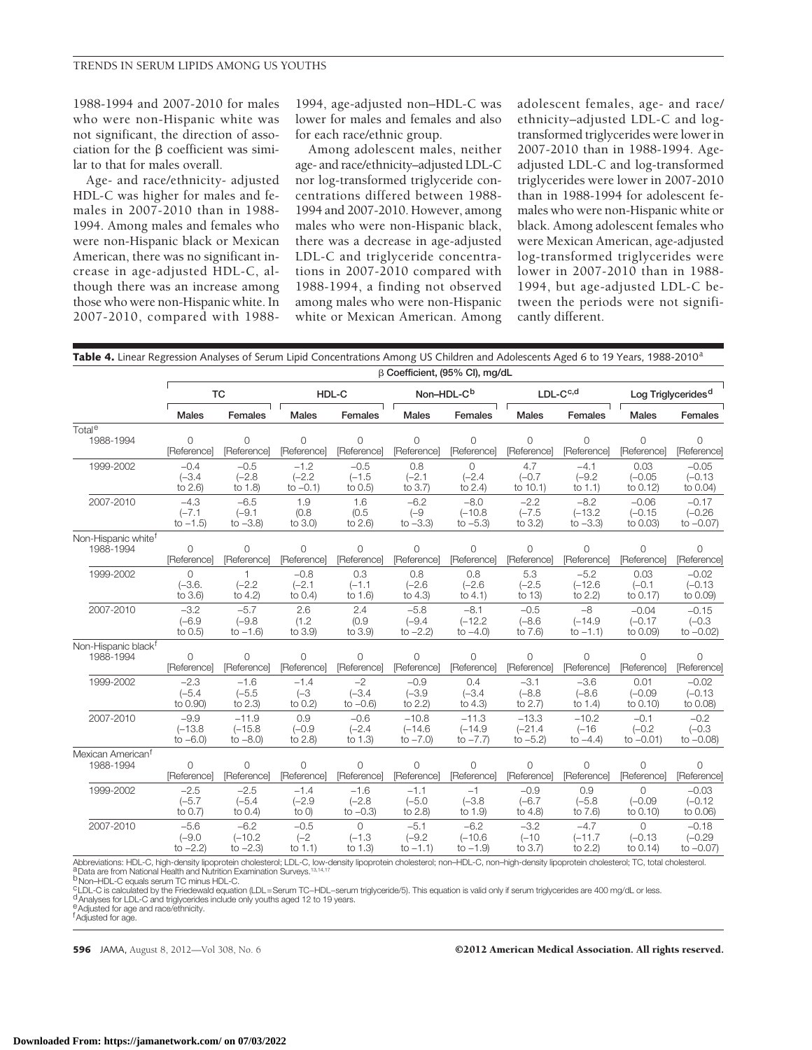1988-1994 and 2007-2010 for males who were non-Hispanic white was not significant, the direction of association for the β coefficient was similar to that for males overall.

Age- and race/ethnicity- adjusted HDL-C was higher for males and females in 2007-2010 than in 1988-1994. Among males and females who were non-Hispanic black or Mexican American, there was no significant increase in age-adjusted HDL-C, although there was an increase among those who were non-Hispanic white. In 2007-2010, compared with 1988-1994, age-adjusted non–HDL-C was lower for males and females and also for each race/ethnic group.

Among adolescent males, neither age- and race/ethnicity–adjusted LDL-C nor log-transformed triglyceride concentrations differed between 1988-1994 and 2007-2010. However, among males who were non-Hispanic black, there was a decrease in age-adjusted LDL-C and triglyceride concentrations in 2007-2010 compared with 1988-1994, a finding not observed among males who were non-Hispanic white or Mexican American. Among adolescent females, age- and race/ethnicity–adjusted LDL-C and log-transformed triglycerides were lower in 2007-2010 than in 1988-1994. Age-adjusted LDL-C and log-transformed triglycerides were lower in 2007-2010 than in 1988-1994 for adolescent females who were non-Hispanic white or black. Among adolescent females who were Mexican American, age-adjusted log-transformed triglycerides were lower in 2007-2010 than in 1988-1994, but age-adjusted LDL-C between the periods were not significantly different.

**Table 4.** Linear Regression Analyses of Serum Lipid Concentrations Among US Children and Adolescents Aged 6 to 19 Years, 1988-2010[a]

| | β Coefficient, (95% CI), mg/dL | | | | | | | | | |
|---|---|---|---|---|---|---|---|---|---|---|
| | TC | | HDL-C | | Non–HDL-C[b] | | LDL-C[c,d] | | Log Triglycerides[d] | |
| | Males | Females | Males | Females | Males | Females | Males | Females | Males | Females |
| **Total[e]** | | | | | | | | | | |
| 1988-1994 | 0 [Reference] | 0 [Reference] | 0 [Reference] | 0 [Reference] | 0 [Reference] | 0 [Reference] | 0 [Reference] | 0 [Reference] | 0 [Reference] | 0 [Reference] |
| 1999-2002 | −0.4 (−3.4 to 2.6) | −0.5 (−2.8 to 1.8) | −1.2 (−2.2 to −0.1) | −0.5 (−1.5 to 0.5) | 0.8 (−2.1 to 3.7) | 0 (−2.4 to 2.4) | 4.7 (−0.7 to 10.1) | −4.1 (−9.2 to 1.1) | 0.03 (−0.05 to 0.12) | −0.05 (−0.13 to 0.04) |
| 2007-2010 | −4.3 (−7.1 to −1.5) | −6.5 (−9.1 to −3.8) | 1.9 (0.8 to 3.0) | 1.6 (0.5 to 2.6) | −6.2 (−9 to −3.3) | −8.0 (−10.8 to −5.3) | −2.2 (−7.5 to 3.2) | −8.2 (−13.2 to −3.3) | −0.06 (−0.15 to 0.03) | −0.17 (−0.26 to −0.07) |
| **Non-Hispanic white[f]** | | | | | | | | | | |
| 1988-1994 | 0 [Reference] | 0 [Reference] | 0 [Reference] | 0 [Reference] | 0 [Reference] | 0 [Reference] | 0 [Reference] | 0 [Reference] | 0 [Reference] | 0 [Reference] |
| 1999-2002 | 0 (−3.6. to 3.6) | 1 (−2.2 to 4.2) | −0.8 (−2.1 to 0.4) | 0.3 (−1.1 to 1.6) | 0.8 (−2.6 to 4.3) | 0.8 (−2.6 to 4.1) | 5.3 (−2.5 to 13) | −5.2 (−12.6 to 2.2) | 0.03 (−0.1 to 0.17) | −0.02 (−0.13 to 0.09) |
| 2007-2010 | −3.2 (−6.9 to 0.5) | −5.7 (−9.8 to −1.6) | 2.6 (1.2 to 3.9) | 2.4 (0.9 to 3.9) | −5.8 (−9.4 to −2.2) | −8.1 (−12.2 to −4.0) | −0.5 (−8.6 to 7.6) | −8 (−14.9 to −1.1) | −0.04 (−0.17 to 0.09) | −0.15 (−0.3 to −0.02) |
| **Non-Hispanic black[f]** | | | | | | | | | | |
| 1988-1994 | 0 [Reference] | 0 [Reference] | 0 [Reference] | 0 [Reference] | 0 [Reference] | 0 [Reference] | 0 [Reference] | 0 [Reference] | 0 [Reference] | 0 [Reference] |
| 1999-2002 | −2.3 (−5.4 to 0.90) | −1.6 (−5.5 to 2.3) | −1.4 (−3 to 0.2) | −2 (−3.4 to −0.6) | −0.9 (−3.9 to 2.2) | 0.4 (−3.4 to 4.3) | −3.1 (−8.8 to 2.7) | −3.6 (−8.6 to 1.4) | 0.01 (−0.09 to 0.10) | −0.02 (−0.13 to 0.08) |
| 2007-2010 | −9.9 (−13.8 to −6.0) | −11.9 (−15.8 to −8.0) | 0.9 (−0.9 to 2.8) | −0.6 (−2.4 to 1.3) | −10.8 (−14.6 to −7.0) | −11.3 (−14.9 to −7.7) | −13.3 (−21.4 to −5.2) | −10.2 (−16 to −4.4) | −0.1 (−0.2 to −0.01) | −0.2 (−0.3 to −0.08) |
| **Mexican American[f]** | | | | | | | | | | |
| 1988-1994 | 0 [Reference] | 0 [Reference] | 0 [Reference] | 0 [Reference] | 0 [Reference] | 0 [Reference] | 0 [Reference] | 0 [Reference] | 0 [Reference] | 0 [Reference] |
| 1999-2002 | −2.5 (−5.7 to 0.7) | −2.5 (−5.4 to 0.4) | −1.4 (−2.9 to 0) | −1.6 (−2.8 to −0.3) | −1.1 (−5.0 to 2.8) | −1 (−3.8 to 1.9) | −0.9 (−6.7 to 4.8) | 0.9 (−5.8 to 7.6) | 0 (−0.09 to 0.10) | −0.03 (−0.12 to 0.06) |
| 2007-2010 | −5.6 (−9.0 to −2.2) | −6.2 (−10.2 to −2.3) | −0.5 (−2 to 1.1) | 0 (−1.3 to 1.3) | −5.1 (−9.2 to −1.1) | −6.2 (−10.6 to −1.9) | −3.2 (−10 to 3.7) | −4.7 (−11.7 to 2.2) | 0 (−0.13 to 0.14) | −0.18 (−0.29 to −0.07) |

Abbreviations: HDL-C, high-density lipoprotein cholesterol; LDL-C, low-density lipoprotein cholesterol; non–HDL-C, non–high-density lipoprotein cholesterol; TC, total cholesterol.
[a]Data are from National Health and Nutrition Examination Surveys.[13,14,17]
[b]Non–HDL-C equals serum TC minus HDL-C.
[c]LDL-C is calculated by the Friedewald equation (LDL=Serum TC−HDL−serum triglyceride/5). This equation is valid only if serum triglycerides are 400 mg/dL or less.
[d]Analyses for LDL-C and triglycerides include only youths aged 12 to 19 years.
[e]Adjusted for age and race/ethnicity.
[f]Adjusted for age.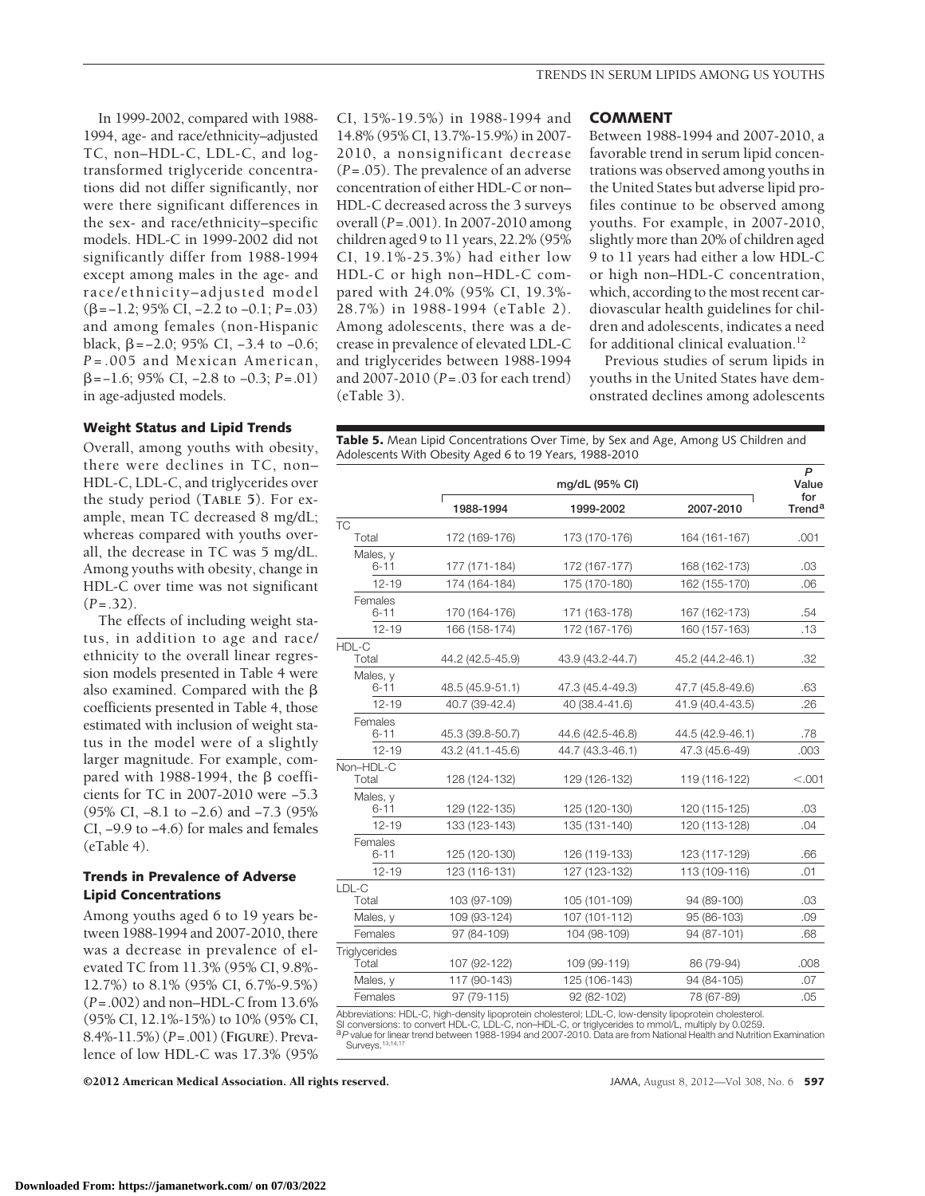In 1999-2002, compared with 1988-1994, age- and race/ethnicity–adjusted TC, non–HDL-C, LDL-C, and log-transformed triglyceride concentrations did not differ significantly, nor were there significant differences in the sex- and race/ethnicity–specific models. HDL-C in 1999-2002 did not significantly differ from 1988-1994 except among males in the age- and race/ethnicity–adjusted model ($\beta$=–1.2; 95% CI, –2.2 to –0.1; $P$=.03) and among females (non-Hispanic black, $\beta$=–2.0; 95% CI, –3.4 to –0.6; $P$=.005 and Mexican American, $\beta$=–1.6; 95% CI, –2.8 to –0.3; $P$=.01) in age-adjusted models.

### Weight Status and Lipid Trends

Overall, among youths with obesity, there were declines in TC, non–HDL-C, LDL-C, and triglycerides over the study period (**TABLE 5**). For example, mean TC decreased 8 mg/dL; whereas compared with youths overall, the decrease in TC was 5 mg/dL. Among youths with obesity, change in HDL-C over time was not significant ($P$=.32).

The effects of including weight status, in addition to age and race/ethnicity to the overall linear regression models presented in Table 4 were also examined. Compared with the $\beta$ coefficients presented in Table 4, those estimated with inclusion of weight status in the model were of a slightly larger magnitude. For example, compared with 1988-1994, the $\beta$ coefficients for TC in 2007-2010 were –5.3 (95% CI, –8.1 to –2.6) and –7.3 (95% CI, –9.9 to –4.6) for males and females (eTable 4).

### Trends in Prevalence of Adverse Lipid Concentrations

Among youths aged 6 to 19 years between 1988-1994 and 2007-2010, there was a decrease in prevalence of elevated TC from 11.3% (95% CI, 9.8%-12.7%) to 8.1% (95% CI, 6.7%-9.5%) ($P$=.002) and non–HDL-C from 13.6% (95% CI, 12.1%-15%) to 10% (95% CI, 8.4%-11.5%) ($P$=.001) (**FIGURE**). Prevalence of low HDL-C was 17.3% (95% CI, 15%-19.5%) in 1988-1994 and 14.8% (95% CI, 13.7%-15.9%) in 2007-2010, a nonsignificant decrease ($P$=.05). The prevalence of an adverse concentration of either HDL-C or non–HDL-C decreased across the 3 surveys overall ($P$=.001). In 2007-2010 among children aged 9 to 11 years, 22.2% (95% CI, 19.1%-25.3%) had either low HDL-C or high non–HDL-C compared with 24.0% (95% CI, 19.3%-28.7%) in 1988-1994 (eTable 2). Among adolescents, there was a decrease in prevalence of elevated LDL-C and triglycerides between 1988-1994 and 2007-2010 ($P$=.03 for each trend) (eTable 3).

## COMMENT

Between 1988-1994 and 2007-2010, a favorable trend in serum lipid concentrations was observed among youths in the United States but adverse lipid profiles continue to be observed among youths. For example, in 2007-2010, slightly more than 20% of children aged 9 to 11 years had either a low HDL-C or high non–HDL-C concentration, which, according to the most recent cardiovascular health guidelines for children and adolescents, indicates a need for additional clinical evaluation.[12]

Previous studies of serum lipids in youths in the United States have demonstrated declines among adolescents

**Table 5.** Mean Lipid Concentrations Over Time, by Sex and Age, Among US Children and Adolescents With Obesity Aged 6 to 19 Years, 1988-2010

| | mg/dL (95% CI) | | | $P$ Value for Trend[a] |
|---|---|---|---|---|
| | 1988-1994 | 1999-2002 | 2007-2010 | |
| **TC** | | | | |
| Total | 172 (169-176) | 173 (170-176) | 164 (161-167) | .001 |
| Males, y | | | | |
| 6-11 | 177 (171-184) | 172 (167-177) | 168 (162-173) | .03 |
| 12-19 | 174 (164-184) | 175 (170-180) | 162 (155-170) | .06 |
| Females | | | | |
| 6-11 | 170 (164-176) | 171 (163-178) | 167 (162-173) | .54 |
| 12-19 | 166 (158-174) | 172 (167-176) | 160 (157-163) | .13 |
| **HDL-C** | | | | |
| Total | 44.2 (42.5-45.9) | 43.9 (43.2-44.7) | 45.2 (44.2-46.1) | .32 |
| Males, y | | | | |
| 6-11 | 48.5 (45.9-51.1) | 47.3 (45.4-49.3) | 47.7 (45.8-49.6) | .63 |
| 12-19 | 40.7 (39-42.4) | 40 (38.4-41.6) | 41.9 (40.4-43.5) | .26 |
| Females | | | | |
| 6-11 | 45.3 (39.8-50.7) | 44.6 (42.5-46.8) | 44.5 (42.9-46.1) | .78 |
| 12-19 | 43.2 (41.1-45.6) | 44.7 (43.3-46.1) | 47.3 (45.6-49) | .003 |
| **Non–HDL-C** | | | | |
| Total | 128 (124-132) | 129 (126-132) | 119 (116-122) | <.001 |
| Males, y | | | | |
| 6-11 | 129 (122-135) | 125 (120-130) | 120 (115-125) | .03 |
| 12-19 | 133 (123-143) | 135 (131-140) | 120 (113-128) | .04 |
| Females | | | | |
| 6-11 | 125 (120-130) | 126 (119-133) | 123 (117-129) | .66 |
| 12-19 | 123 (116-131) | 127 (123-132) | 113 (109-116) | .01 |
| **LDL-C** | | | | |
| Total | 103 (97-109) | 105 (101-109) | 94 (89-100) | .03 |
| Males, y | 109 (93-124) | 107 (101-112) | 95 (86-103) | .09 |
| Females | 97 (84-109) | 104 (98-109) | 94 (87-101) | .68 |
| **Triglycerides** | | | | |
| Total | 107 (92-122) | 109 (99-119) | 86 (79-94) | .008 |
| Males, y | 117 (90-143) | 125 (106-143) | 94 (84-105) | .07 |
| Females | 97 (79-115) | 92 (82-102) | 78 (67-89) | .05 |

Abbreviations: HDL-C, high-density lipoprotein cholesterol; LDL-C, low-density lipoprotein cholesterol.
SI conversions: to convert HDL-C, LDL-C, non–HDL-C, or triglycerides to mmol/L, multiply by 0.0259.
[a] $P$ value for linear trend between 1988-1994 and 2007-2010. Data are from National Health and Nutrition Examination Surveys.[13,14,17]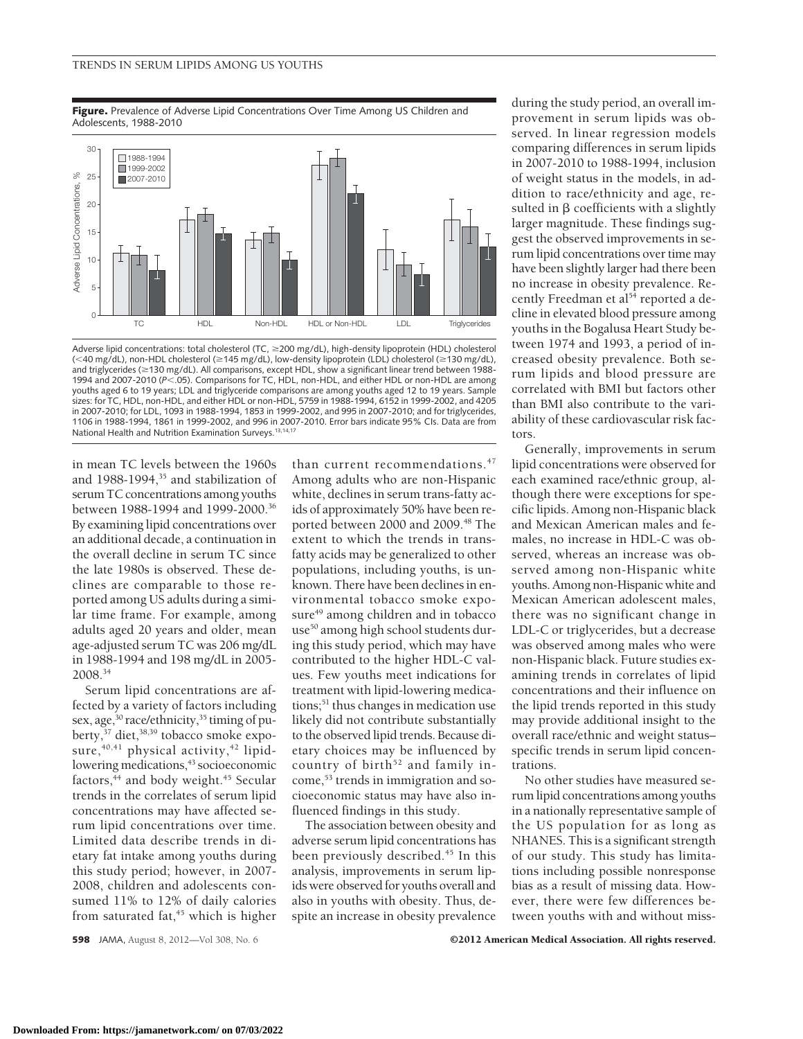**Figure.** Prevalence of Adverse Lipid Concentrations Over Time Among US Children and Adolescents, 1988-2010

Adverse lipid concentrations: total cholesterol (TC, ≥200 mg/dL), high-density lipoprotein (HDL) cholesterol (<40 mg/dL), non-HDL cholesterol (≥145 mg/dL), low-density lipoprotein (LDL) cholesterol (≥130 mg/dL), and triglycerides (≥130 mg/dL). All comparisons, except HDL, show a significant linear trend between 1988-1994 and 2007-2010 ($P<.05$). Comparisons for TC, HDL, non-HDL, and either HDL or non-HDL are among youths aged 6 to 19 years; LDL and triglyceride comparisons are among youths aged 12 to 19 years. Sample sizes: for TC, HDL, non-HDL, and either HDL or non-HDL, 5759 in 1988-1994, 6152 in 1999-2002, and 4205 in 2007-2010; for LDL, 1093 in 1988-1994, 1853 in 1999-2002, and 995 in 2007-2010; and for triglycerides, 1106 in 1988-1994, 1861 in 1999-2002, and 996 in 2007-2010. Error bars indicate 95% CIs. Data are from National Health and Nutrition Examination Surveys.[13,14,17]

in mean TC levels between the 1960s and 1988-1994,[35] and stabilization of serum TC concentrations among youths between 1988-1994 and 1999-2000.[36] By examining lipid concentrations over an additional decade, a continuation in the overall decline in serum TC since the late 1980s is observed. These declines are comparable to those reported among US adults during a similar time frame. For example, among adults aged 20 years and older, mean age-adjusted serum TC was 206 mg/dL in 1988-1994 and 198 mg/dL in 2005-2008.[34]

Serum lipid concentrations are affected by a variety of factors including sex, age,[30] race/ethnicity,[35] timing of puberty,[37] diet,[38,39] tobacco smoke exposure,[40,41] physical activity,[42] lipid-lowering medications,[43] socioeconomic factors,[44] and body weight.[45] Secular trends in the correlates of serum lipid concentrations may have affected serum lipid concentrations over time. Limited data describe trends in dietary fat intake among youths during this study period; however, in 2007-2008, children and adolescents consumed 11% to 12% of daily calories from saturated fat,[45] which is higher than current recommendations.[47] Among adults who are non-Hispanic white, declines in serum trans-fatty acids of approximately 50% have been reported between 2000 and 2009.[48] The extent to which the trends in trans-fatty acids may be generalized to other populations, including youths, is unknown. There have been declines in environmental tobacco smoke exposure[49] among children and in tobacco use[50] among high school students during this study period, which may have contributed to the higher HDL-C values. Few youths meet indications for treatment with lipid-lowering medications;[51] thus changes in medication use likely did not contribute substantially to the observed lipid trends. Because dietary choices may be influenced by country of birth[52] and family income,[53] trends in immigration and socioeconomic status may have also influenced findings in this study.

The association between obesity and adverse serum lipid concentrations has been previously described.[45] In this analysis, improvements in serum lipids were observed for youths overall and also in youths with obesity. Thus, despite an increase in obesity prevalence during the study period, an overall improvement in serum lipids was observed. In linear regression models comparing differences in serum lipids in 2007-2010 to 1988-1994, inclusion of weight status in the models, in addition to race/ethnicity and age, resulted in $\beta$ coefficients with a slightly larger magnitude. These findings suggest the observed improvements in serum lipid concentrations over time may have been slightly larger had there been no increase in obesity prevalence. Recently Freedman et al[54] reported a decline in elevated blood pressure among youths in the Bogalusa Heart Study between 1974 and 1993, a period of increased obesity prevalence. Both serum lipids and blood pressure are correlated with BMI but factors other than BMI also contribute to the variability of these cardiovascular risk factors.

Generally, improvements in serum lipid concentrations were observed for each examined race/ethnic group, although there were exceptions for specific lipids. Among non-Hispanic black and Mexican American males and females, no increase in HDL-C was observed, whereas an increase was observed among non-Hispanic white youths. Among non-Hispanic white and Mexican American adolescent males, there was no significant change in LDL-C or triglycerides, but a decrease was observed among males who were non-Hispanic black. Future studies examining trends in correlates of lipid concentrations and their influence on the lipid trends reported in this study may provide additional insight to the overall race/ethnic and weight status–specific trends in serum lipid concentrations.

No other studies have measured serum lipid concentrations among youths in a nationally representative sample of the US population for as long as NHANES. This is a significant strength of our study. This study has limitations including possible nonresponse bias as a result of missing data. However, there were few differences between youths with and without miss-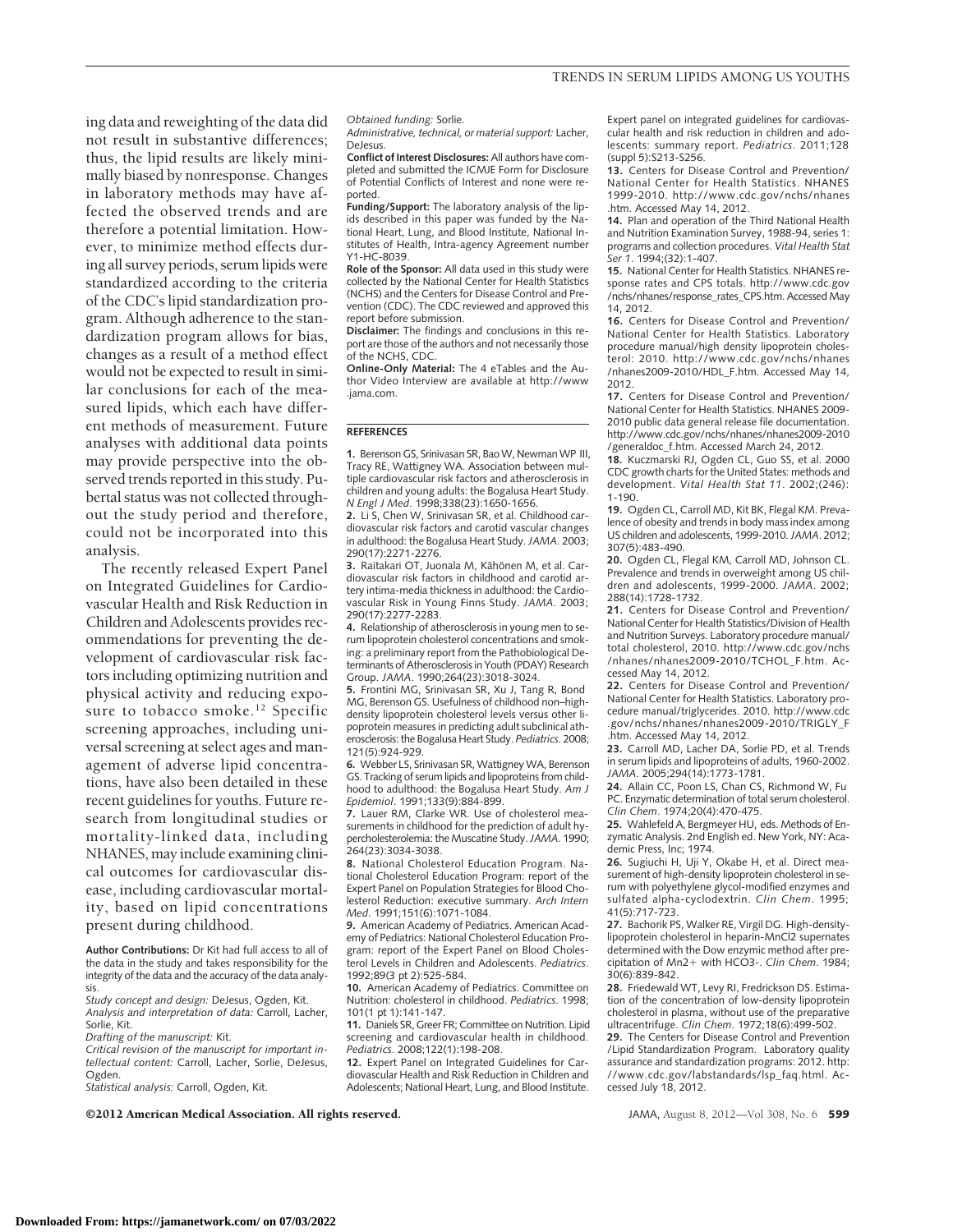ing data and reweighting of the data did not result in substantive differences; thus, the lipid results are likely minimally biased by nonresponse. Changes in laboratory methods may have affected the observed trends and are therefore a potential limitation. However, to minimize method effects during all survey periods, serum lipids were standardized according to the criteria of the CDC's lipid standardization program. Although adherence to the standardization program allows for bias, changes as a result of a method effect would not be expected to result in similar conclusions for each of the measured lipids, which each have different methods of measurement. Future analyses with additional data points may provide perspective into the observed trends reported in this study. Pubertal status was not collected throughout the study period and therefore, could not be incorporated into this analysis.

The recently released Expert Panel on Integrated Guidelines for Cardiovascular Health and Risk Reduction in Children and Adolescents provides recommendations for preventing the development of cardiovascular risk factors including optimizing nutrition and physical activity and reducing exposure to tobacco smoke.[12] Specific screening approaches, including universal screening at select ages and management of adverse lipid concentrations, have also been detailed in these recent guidelines for youths. Future research from longitudinal studies or mortality-linked data, including NHANES, may include examining clinical outcomes for cardiovascular disease, including cardiovascular mortality, based on lipid concentrations present during childhood.

**Author Contributions:** Dr Kit had full access to all of the data in the study and takes responsibility for the integrity of the data and the accuracy of the data analysis.

*Study concept and design:* DeJesus, Ogden, Kit.

*Analysis and interpretation of data:* Carroll, Lacher, Sorlie, Kit.

*Drafting of the manuscript:* Kit.

*Critical revision of the manuscript for important intellectual content:* Carroll, Lacher, Sorlie, DeJesus, Ogden.

*Statistical analysis:* Carroll, Ogden, Kit.

*Obtained funding:* Sorlie.

*Administrative, technical, or material support:* Lacher, DeJesus.

**Conflict of Interest Disclosures:** All authors have completed and submitted the ICMJE Form for Disclosure of Potential Conflicts of Interest and none were reported.

**Funding/Support:** The laboratory analysis of the lipids described in this paper was funded by the National Heart, Lung, and Blood Institute, National Institutes of Health, Intra-agency Agreement number Y1-HC-8039.

**Role of the Sponsor:** All data used in this study were collected by the National Center for Health Statistics (NCHS) and the Centers for Disease Control and Prevention (CDC). The CDC reviewed and approved this report before submission.

**Disclaimer:** The findings and conclusions in this report are those of the authors and not necessarily those of the NCHS, CDC.

**Online-Only Material:** The 4 eTables and the Author Video Interview are available at http://www.jama.com.

## REFERENCES

1. Berenson GS, Srinivasan SR, Bao W, Newman WP III, Tracy RE, Wattigney WA. Association between multiple cardiovascular risk factors and atherosclerosis in children and young adults: the Bogalusa Heart Study. *N Engl J Med*. 1998;338(23):1650-1656.
2. Li S, Chen W, Srinivasan SR, et al. Childhood cardiovascular risk factors and carotid vascular changes in adulthood: the Bogalusa Heart Study. *JAMA*. 2003;290(17):2271-2276.
3. Raitakari OT, Juonala M, Kähönen M, et al. Cardiovascular risk factors in childhood and carotid artery intima-media thickness in adulthood: the Cardiovascular Risk in Young Finns Study. *JAMA*. 2003;290(17):2277-2283.
4. Relationship of atherosclerosis in young men to serum lipoprotein cholesterol concentrations and smoking: a preliminary report from the Pathobiological Determinants of Atherosclerosis in Youth (PDAY) Research Group. *JAMA*. 1990;264(23):3018-3024.
5. Frontini MG, Srinivasan SR, Xu J, Tang R, Bond MG, Berenson GS. Usefulness of childhood non–high-density lipoprotein cholesterol levels versus other lipoprotein measures in predicting adult subclinical atherosclerosis: the Bogalusa Heart Study. *Pediatrics*. 2008;121(5):924-929.
6. Webber LS, Srinivasan SR, Wattigney WA, Berenson GS. Tracking of serum lipids and lipoproteins from childhood to adulthood: the Bogalusa Heart Study. *Am J Epidemiol*. 1991;133(9):884-899.
7. Lauer RM, Clarke WR. Use of cholesterol measurements in childhood for the prediction of adult hypercholesterolemia: the Muscatine Study. *JAMA*. 1990;264(23):3034-3038.
8. National Cholesterol Education Program. National Cholesterol Education Program: report of the Expert Panel on Population Strategies for Blood Cholesterol Reduction: executive summary. *Arch Intern Med*. 1991;151(6):1071-1084.
9. American Academy of Pediatrics. American Academy of Pediatrics: National Cholesterol Education Program: report of the Expert Panel on Blood Cholesterol Levels in Children and Adolescents. *Pediatrics*. 1992;89(3 pt 2):525-584.
10. American Academy of Pediatrics. Committee on Nutrition: cholesterol in childhood. *Pediatrics*. 1998;101(1 pt 1):141-147.
11. Daniels SR, Greer FR; Committee on Nutrition. Lipid screening and cardiovascular health in childhood. *Pediatrics*. 2008;122(1):198-208.
12. Expert Panel on Integrated Guidelines for Cardiovascular Health and Risk Reduction in Children and Adolescents; National Heart, Lung, and Blood Institute. Expert panel on integrated guidelines for cardiovascular health and risk reduction in children and adolescents: summary report. *Pediatrics*. 2011;128(suppl 5):S213-S256.
13. Centers for Disease Control and Prevention/National Center for Health Statistics. NHANES 1999-2010. http://www.cdc.gov/nchs/nhanes.htm. Accessed May 14, 2012.
14. Plan and operation of the Third National Health and Nutrition Examination Survey, 1988-94, series 1: programs and collection procedures. *Vital Health Stat Ser 1*. 1994;(32):1-407.
15. National Center for Health Statistics. NHANES response rates and CPS totals. http://www.cdc.gov/nchs/nhanes/response_rates_CPS.htm. Accessed May 14, 2012.
16. Centers for Disease Control and Prevention/National Center for Health Statistics. Laboratory procedure manual/high density lipoprotein cholesterol: 2010. http://www.cdc.gov/nchs/nhanes/nhanes2009-2010/HDL_F.htm. Accessed May 14, 2012.
17. Centers for Disease Control and Prevention/National Center for Health Statistics. NHANES 2009-2010 public data general release file documentation. http://www.cdc.gov/nchs/nhanes/nhanes2009-2010/generaldoc_f.htm. Accessed March 24, 2012.
18. Kuczmarski RJ, Ogden CL, Guo SS, et al. 2000 CDC growth charts for the United States: methods and development. *Vital Health Stat 11*. 2002;(246):1-190.
19. Ogden CL, Carroll MD, Kit BK, Flegal KM. Prevalence of obesity and trends in body mass index among US children and adolescents, 1999-2010. *JAMA*. 2012;307(5):483-490.
20. Ogden CL, Flegal KM, Carroll MD, Johnson CL. Prevalence and trends in overweight among US children and adolescents, 1999-2000. *JAMA*. 2002;288(14):1728-1732.
21. Centers for Disease Control and Prevention/National Center for Health Statistics/Division of Health and Nutrition Surveys. Laboratory procedure manual/total cholesterol, 2010. http://www.cdc.gov/nchs/nhanes/nhanes2009-2010/TCHOL_F.htm. Accessed May 14, 2012.
22. Centers for Disease Control and Prevention/National Center for Health Statistics. Laboratory procedure manual/triglycerides. 2010. http://www.cdc.gov/nchs/nhanes/nhanes2009-2010/TRIGLY_F.htm. Accessed May 14, 2012.
23. Carroll MD, Lacher DA, Sorlie PD, et al. Trends in serum lipids and lipoproteins of adults, 1960-2002. *JAMA*. 2005;294(14):1773-1781.
24. Allain CC, Poon LS, Chan CS, Richmond W, Fu PC. Enzymatic determination of total serum cholesterol. *Clin Chem*. 1974;20(4):470-475.
25. Wahlefeld A, Bergmeyer HU, eds. Methods of Enzymatic Analysis. 2nd English ed. New York, NY: Academic Press, Inc; 1974.
26. Sugiuchi H, Uji Y, Okabe H, et al. Direct measurement of high-density lipoprotein cholesterol in serum with polyethylene glycol-modified enzymes and sulfated alpha-cyclodextrin. *Clin Chem*. 1995;41(5):717-723.
27. Bachorik PS, Walker RE, Virgil DG. High-density-lipoprotein cholesterol in heparin-MnCl2 supernates determined with the Dow enzymic method after precipitation of Mn2+ with HCO3-. *Clin Chem*. 1984;30(6):839-842.
28. Friedewald WT, Levy RI, Fredrickson DS. Estimation of the concentration of low-density lipoprotein cholesterol in plasma, without use of the preparative ultracentrifuge. *Clin Chem*. 1972;18(6):499-502.
29. The Centers for Disease Control and Prevention/Lipid Standardization Program. Laboratory quality assurance and standardization programs: 2012. http://www.cdc.gov/labstandards/lsp_faq.html. Accessed July 18, 2012.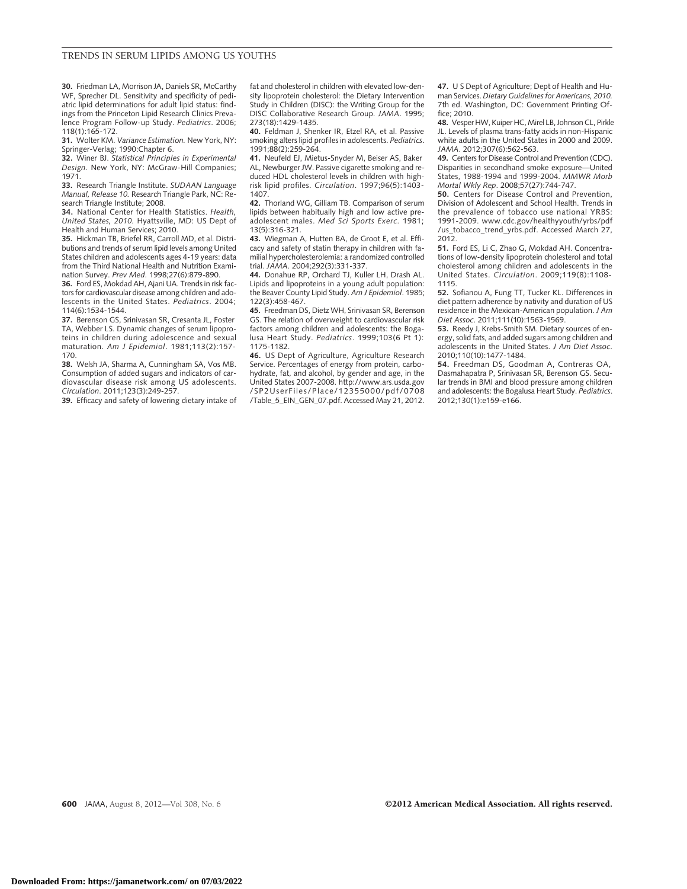30. Friedman LA, Morrison JA, Daniels SR, McCarthy WF, Sprecher DL. Sensitivity and specificity of pediatric lipid determinations for adult lipid status: findings from the Princeton Lipid Research Clinics Prevalence Program Follow-up Study. *Pediatrics*. 2006;118(1):165-172.

31. Wolter KM. *Variance Estimation.* New York, NY: Springer-Verlag; 1990:Chapter 6.

32. Winer BJ. *Statistical Principles in Experimental Design.* New York, NY: McGraw-Hill Companies; 1971.

33. Research Triangle Institute. *SUDAAN Language Manual, Release 10.* Research Triangle Park, NC: Research Triangle Institute; 2008.

34. National Center for Health Statistics. *Health, United States, 2010.* Hyattsville, MD: US Dept of Health and Human Services; 2010.

35. Hickman TB, Briefel RR, Carroll MD, et al. Distributions and trends of serum lipid levels among United States children and adolescents ages 4-19 years: data from the Third National Health and Nutrition Examination Survey. *Prev Med*. 1998;27(6):879-890.

36. Ford ES, Mokdad AH, Ajani UA. Trends in risk factors for cardiovascular disease among children and adolescents in the United States. *Pediatrics*. 2004;114(6):1534-1544.

37. Berenson GS, Srinivasan SR, Cresanta JL, Foster TA, Webber LS. Dynamic changes of serum lipoproteins in children during adolescence and sexual maturation. *Am J Epidemiol*. 1981;113(2):157-170.

38. Welsh JA, Sharma A, Cunningham SA, Vos MB. Consumption of added sugars and indicators of cardiovascular disease risk among US adolescents. *Circulation*. 2011;123(3):249-257.

39. Efficacy and safety of lowering dietary intake of fat and cholesterol in children with elevated low-density lipoprotein cholesterol: the Dietary Intervention Study in Children (DISC): the Writing Group for the DISC Collaborative Research Group. *JAMA*. 1995;273(18):1429-1435.

40. Feldman J, Shenker IR, Etzel RA, et al. Passive smoking alters lipid profiles in adolescents. *Pediatrics*. 1991;88(2):259-264.

41. Neufeld EJ, Mietus-Snyder M, Beiser AS, Baker AL, Newburger JW. Passive cigarette smoking and reduced HDL cholesterol levels in children with high-risk lipid profiles. *Circulation*. 1997;96(5):1403-1407.

42. Thorland WG, Gilliam TB. Comparison of serum lipids between habitually high and low active preadolescent males. *Med Sci Sports Exerc*. 1981;13(5):316-321.

43. Wiegman A, Hutten BA, de Groot E, et al. Efficacy and safety of statin therapy in children with familial hypercholesterolemia: a randomized controlled trial. *JAMA*. 2004;292(3):331-337.

44. Donahue RP, Orchard TJ, Kuller LH, Drash AL. Lipids and lipoproteins in a young adult population: the Beaver County Lipid Study. *Am J Epidemiol*. 1985;122(3):458-467.

45. Freedman DS, Dietz WH, Srinivasan SR, Berenson GS. The relation of overweight to cardiovascular risk factors among children and adolescents: the Bogalusa Heart Study. *Pediatrics*. 1999;103(6 Pt 1):1175-1182.

46. US Dept of Agriculture, Agriculture Research Service. Percentages of energy from protein, carbohydrate, fat, and alcohol, by gender and age, in the United States 2007-2008. http://www.ars.usda.gov/SP2UserFiles/Place/12355000/pdf/0708/Table_5_EIN_GEN_07.pdf. Accessed May 21, 2012.

47. U S Dept of Agriculture; Dept of Health and Human Services. *Dietary Guidelines for Americans, 2010.* 7th ed. Washington, DC: Government Printing Office; 2010.

48. Vesper HW, Kuiper HC, Mirel LB, Johnson CL, Pirkle JL. Levels of plasma trans-fatty acids in non-Hispanic white adults in the United States in 2000 and 2009. *JAMA*. 2012;307(6):562-563.

49. Centers for Disease Control and Prevention (CDC). Disparities in secondhand smoke exposure—United States, 1988-1994 and 1999-2004. *MMWR Morb Mortal Wkly Rep*. 2008;57(27):744-747.

50. Centers for Disease Control and Prevention, Division of Adolescent and School Health. Trends in the prevalence of tobacco use national YRBS: 1991-2009. www.cdc.gov/healthyyouth/yrbs/pdf/us_tobacco_trend_yrbs.pdf. Accessed March 27, 2012.

51. Ford ES, Li C, Zhao G, Mokdad AH. Concentrations of low-density lipoprotein cholesterol and total cholesterol among children and adolescents in the United States. *Circulation*. 2009;119(8):1108-1115.

52. Sofianou A, Fung TT, Tucker KL. Differences in diet pattern adherence by nativity and duration of US residence in the Mexican-American population. *J Am Diet Assoc*. 2011;111(10):1563-1569.

53. Reedy J, Krebs-Smith SM. Dietary sources of energy, solid fats, and added sugars among children and adolescents in the United States. *J Am Diet Assoc*. 2010;110(10):1477-1484.

54. Freedman DS, Goodman A, Contreras OA, Dasmahapatra P, Srinivasan SR, Berenson GS. Secular trends in BMI and blood pressure among children and adolescents: the Bogalusa Heart Study. *Pediatrics*. 2012;130(1):e159-e166.